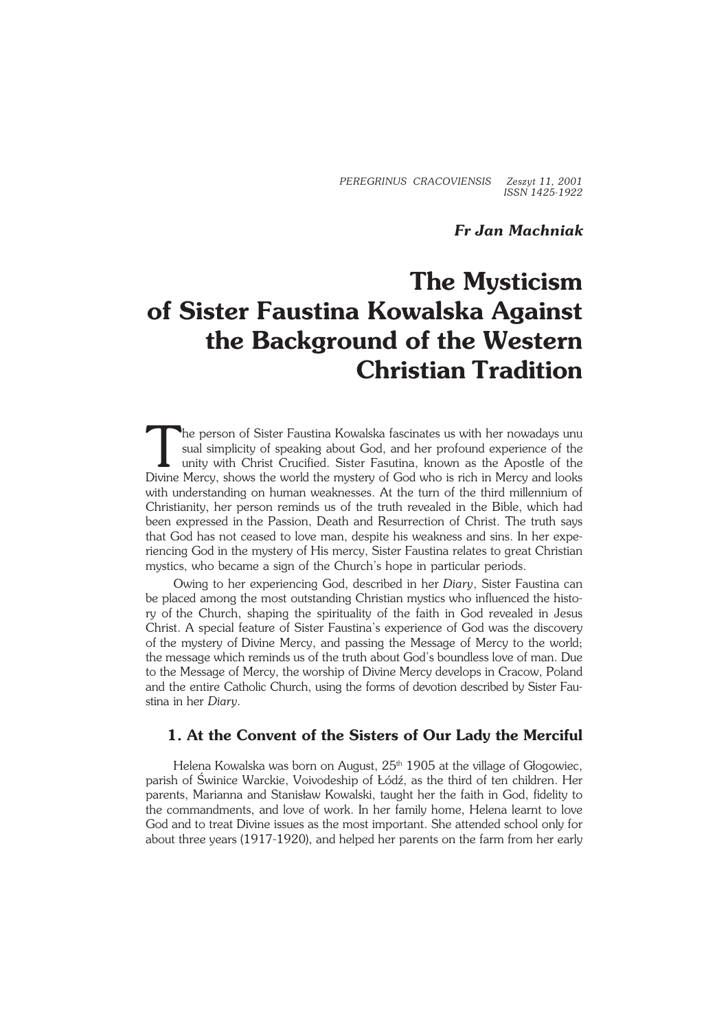*Fr Jan Machniak*

# The Mysticism of Sister Faustina Kowalska Against the Background of the Western Christian Tradition

The person of Sister Faustina Kowalska fascinates us with her nowadays unusual simplicity of speaking about God, and her profound experience of the unity with Christ Crucified. Sister Fasutina, known as the Apostle of the Divine Mercy, shows the world the mystery of God who is rich in Mercy and looks with understanding on human weaknesses. At the turn of the third millennium of Christianity, her person reminds us of the truth revealed in the Bible, which had been expressed in the Passion, Death and Resurrection of Christ. The truth says that God has not ceased to love man, despite his weakness and sins. In her experiencing God in the mystery of His mercy, Sister Faustina relates to great Christian mystics, who became a sign of the Church's hope in particular periods.

Owing to her experiencing God, described in her *Diary*, Sister Faustina can be placed among the most outstanding Christian mystics who influenced the history of the Church, shaping the spirituality of the faith in God revealed in Jesus Christ. A special feature of Sister Faustina's experience of God was the discovery of the mystery of Divine Mercy, and passing the Message of Mercy to the world; the message which reminds us of the truth about God's boundless love of man. Due to the Message of Mercy, the worship of Divine Mercy develops in Cracow, Poland and the entire Catholic Church, using the forms of devotion described by Sister Faustina in her *Diary*.

## 1. At the Convent of the Sisters of Our Lady the Merciful

Helena Kowalska was born on August, 25th 1905 at the village of Głogowiec, parish of Świnice Warckie, Voivodeship of Łódź, as the third of ten children. Her parents, Marianna and Stanisław Kowalski, taught her the faith in God, fidelity to the commandments, and love of work. In her family home, Helena learnt to love God and to treat Divine issues as the most important. She attended school only for about three years (1917-1920), and helped her parents on the farm from her early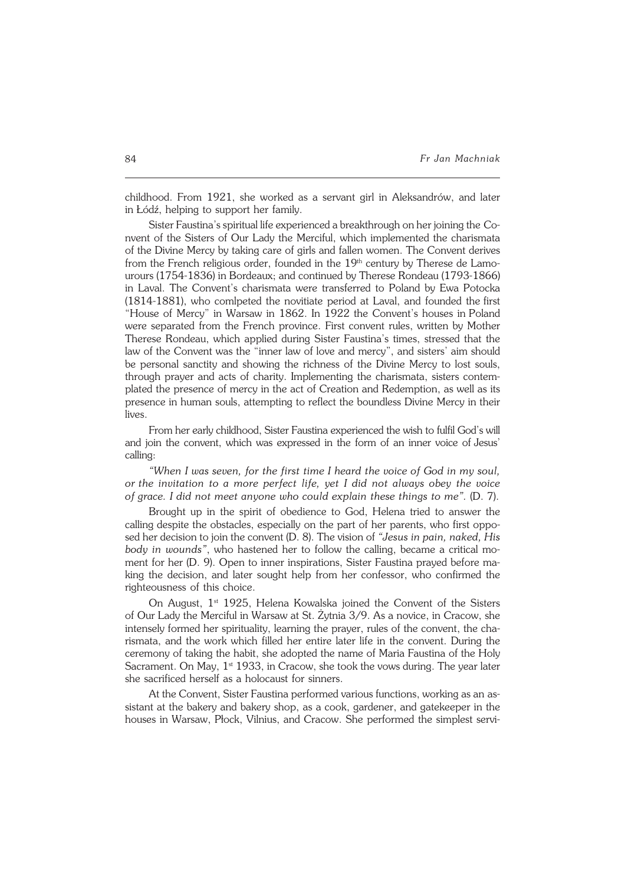childhood. From 1921, she worked as a servant girl in Aleksandrów, and later in Łódź, helping to support her family.

Sister Faustina's spiritual life experienced a breakthrough on her joining the Convent of the Sisters of Our Lady the Merciful, which implemented the charismata of the Divine Mercy by taking care of girls and fallen women. The Convent derives from the French religious order, founded in the 19th century by Therese de Lamourours (1754-1836) in Bordeaux; and continued by Therese Rondeau (1793-1866) in Laval. The Convent's charismata were transferred to Poland by Ewa Potocka (1814-1881), who comlpeted the novitiate period at Laval, and founded the first "House of Mercy" in Warsaw in 1862. In 1922 the Convent's houses in Poland were separated from the French province. First convent rules, written by Mother Therese Rondeau, which applied during Sister Faustina's times, stressed that the law of the Convent was the "inner law of love and mercy", and sisters' aim should be personal sanctity and showing the richness of the Divine Mercy to lost souls, through prayer and acts of charity. Implementing the charismata, sisters contemplated the presence of mercy in the act of Creation and Redemption, as well as its presence in human souls, attempting to reflect the boundless Divine Mercy in their lives.

From her early childhood, Sister Faustina experienced the wish to fulfil God's will and join the convent, which was expressed in the form of an inner voice of Jesus' calling:

*"When I was seven, for the first time I heard the voice of God in my soul, or the invitation to a more perfect life, yet I did not always obey the voice of grace. I did not meet anyone who could explain these things to me".* (D. 7).

Brought up in the spirit of obedience to God, Helena tried to answer the calling despite the obstacles, especially on the part of her parents, who first opposed her decision to join the convent (D. 8). The vision of *"Jesus in pain, naked, His body in wounds"*, who hastened her to follow the calling, became a critical moment for her (D. 9). Open to inner inspirations, Sister Faustina prayed before making the decision, and later sought help from her confessor, who confirmed the righteousness of this choice.

On August, 1st 1925, Helena Kowalska joined the Convent of the Sisters of Our Lady the Merciful in Warsaw at St. Żytnia 3/9. As a novice, in Cracow, she intensely formed her spirituality, learning the prayer, rules of the convent, the charismata, and the work which filled her entire later life in the convent. During the ceremony of taking the habit, she adopted the name of Maria Faustina of the Holy Sacrament. On May, 1st 1933, in Cracow, she took the vows during. The year later she sacrificed herself as a holocaust for sinners.

At the Convent, Sister Faustina performed various functions, working as an assistant at the bakery and bakery shop, as a cook, gardener, and gatekeeper in the houses in Warsaw, Płock, Vilnius, and Cracow. She performed the simplest servi-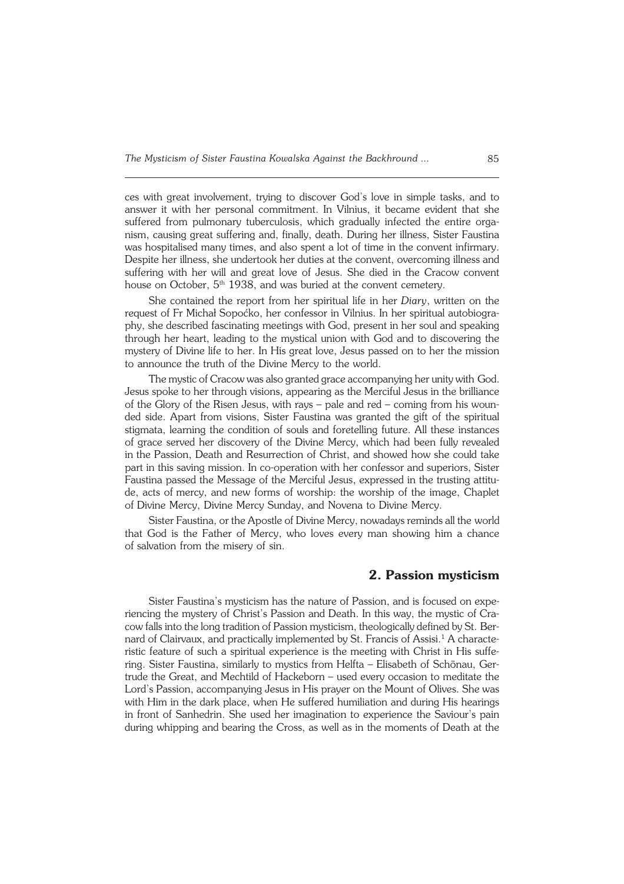ces with great involvement, trying to discover God's love in simple tasks, and to answer it with her personal commitment. In Vilnius, it became evident that she suffered from pulmonary tuberculosis, which gradually infected the entire organism, causing great suffering and, finally, death. During her illness, Sister Faustina was hospitalised many times, and also spent a lot of time in the convent infirmary. Despite her illness, she undertook her duties at the convent, overcoming illness and suffering with her will and great love of Jesus. She died in the Cracow convent house on October, 5th 1938, and was buried at the convent cemetery.

She contained the report from her spiritual life in her *Diary*, written on the request of Fr Michał Sopoćko, her confessor in Vilnius. In her spiritual autobiography, she described fascinating meetings with God, present in her soul and speaking through her heart, leading to the mystical union with God and to discovering the mystery of Divine life to her. In His great love, Jesus passed on to her the mission to announce the truth of the Divine Mercy to the world.

The mystic of Cracow was also granted grace accompanying her unity with God. Jesus spoke to her through visions, appearing as the Merciful Jesus in the brilliance of the Glory of the Risen Jesus, with rays – pale and red – coming from his wounded side. Apart from visions, Sister Faustina was granted the gift of the spiritual stigmata, learning the condition of souls and foretelling future. All these instances of grace served her discovery of the Divine Mercy, which had been fully revealed in the Passion, Death and Resurrection of Christ, and showed how she could take part in this saving mission. In co-operation with her confessor and superiors, Sister Faustina passed the Message of the Merciful Jesus, expressed in the trusting attitude, acts of mercy, and new forms of worship: the worship of the image, Chaplet of Divine Mercy, Divine Mercy Sunday, and Novena to Divine Mercy.

Sister Faustina, or the Apostle of Divine Mercy, nowadays reminds all the world that God is the Father of Mercy, who loves every man showing him a chance of salvation from the misery of sin.

## 2. Passion mysticism

Sister Faustina's mysticism has the nature of Passion, and is focused on experiencing the mystery of Christ's Passion and Death. In this way, the mystic of Cracow falls into the long tradition of Passion mysticism, theologically defined by St. Bernard of Clairvaux, and practically implemented by St. Francis of Assisi.[1] A characteristic feature of such a spiritual experience is the meeting with Christ in His suffering. Sister Faustina, similarly to mystics from Helfta – Elisabeth of Schönau, Gertrude the Great, and Mechtild of Hackeborn – used every occasion to meditate the Lord's Passion, accompanying Jesus in His prayer on the Mount of Olives. She was with Him in the dark place, when He suffered humiliation and during His hearings in front of Sanhedrin. She used her imagination to experience the Saviour's pain during whipping and bearing the Cross, as well as in the moments of Death at the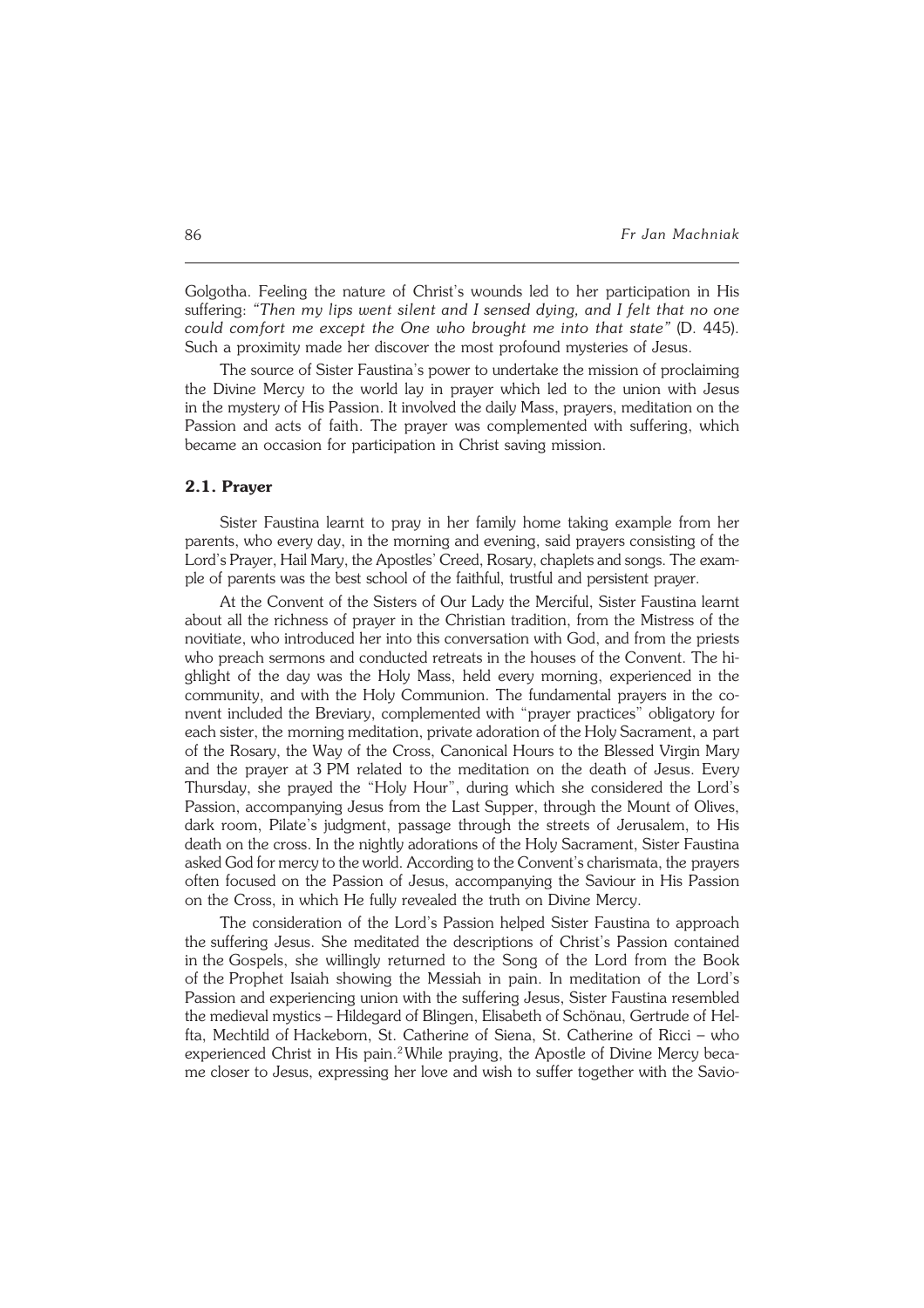Golgotha. Feeling the nature of Christ's wounds led to her participation in His suffering: *"Then my lips went silent and I sensed dying, and I felt that no one could comfort me except the One who brought me into that state"* (D. 445). Such a proximity made her discover the most profound mysteries of Jesus.

The source of Sister Faustina's power to undertake the mission of proclaiming the Divine Mercy to the world lay in prayer which led to the union with Jesus in the mystery of His Passion. It involved the daily Mass, prayers, meditation on the Passion and acts of faith. The prayer was complemented with suffering, which became an occasion for participation in Christ saving mission.

### 2.1. Prayer

Sister Faustina learnt to pray in her family home taking example from her parents, who every day, in the morning and evening, said prayers consisting of the Lord's Prayer, Hail Mary, the Apostles' Creed, Rosary, chaplets and songs. The example of parents was the best school of the faithful, trustful and persistent prayer.

At the Convent of the Sisters of Our Lady the Merciful, Sister Faustina learnt about all the richness of prayer in the Christian tradition, from the Mistress of the novitiate, who introduced her into this conversation with God, and from the priests who preach sermons and conducted retreats in the houses of the Convent. The highlight of the day was the Holy Mass, held every morning, experienced in the community, and with the Holy Communion. The fundamental prayers in the convent included the Breviary, complemented with "prayer practices" obligatory for each sister, the morning meditation, private adoration of the Holy Sacrament, a part of the Rosary, the Way of the Cross, Canonical Hours to the Blessed Virgin Mary and the prayer at 3 PM related to the meditation on the death of Jesus. Every Thursday, she prayed the "Holy Hour", during which she considered the Lord's Passion, accompanying Jesus from the Last Supper, through the Mount of Olives, dark room, Pilate's judgment, passage through the streets of Jerusalem, to His death on the cross. In the nightly adorations of the Holy Sacrament, Sister Faustina asked God for mercy to the world. According to the Convent's charismata, the prayers often focused on the Passion of Jesus, accompanying the Saviour in His Passion on the Cross, in which He fully revealed the truth on Divine Mercy.

The consideration of the Lord's Passion helped Sister Faustina to approach the suffering Jesus. She meditated the descriptions of Christ's Passion contained in the Gospels, she willingly returned to the Song of the Lord from the Book of the Prophet Isaiah showing the Messiah in pain. In meditation of the Lord's Passion and experiencing union with the suffering Jesus, Sister Faustina resembled the medieval mystics – Hildegard of Blingen, Elisabeth of Schönau, Gertrude of Helfta, Mechtild of Hackeborn, St. Catherine of Siena, St. Catherine of Ricci – who experienced Christ in His pain.[2] While praying, the Apostle of Divine Mercy became closer to Jesus, expressing her love and wish to suffer together with the Savio-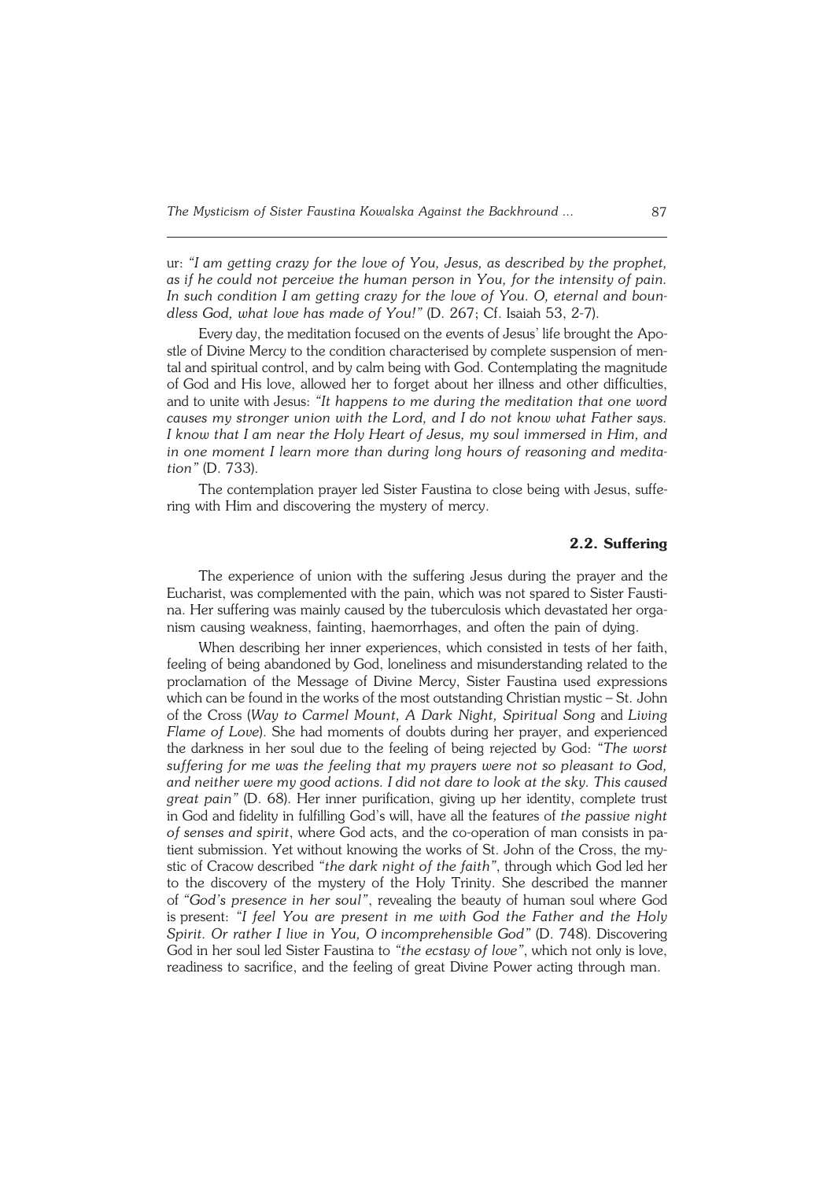ur: *"I am getting crazy for the love of You, Jesus, as described by the prophet, as if he could not perceive the human person in You, for the intensity of pain. In such condition I am getting crazy for the love of You. O, eternal and boundless God, what love has made of You!"* (D. 267; Cf. Isaiah 53, 2-7).

Every day, the meditation focused on the events of Jesus' life brought the Apostle of Divine Mercy to the condition characterised by complete suspension of mental and spiritual control, and by calm being with God. Contemplating the magnitude of God and His love, allowed her to forget about her illness and other difficulties, and to unite with Jesus: *"It happens to me during the meditation that one word causes my stronger union with the Lord, and I do not know what Father says. I know that I am near the Holy Heart of Jesus, my soul immersed in Him, and in one moment I learn more than during long hours of reasoning and meditation"* (D. 733).

The contemplation prayer led Sister Faustina to close being with Jesus, suffering with Him and discovering the mystery of mercy.

### 2.2. Suffering

The experience of union with the suffering Jesus during the prayer and the Eucharist, was complemented with the pain, which was not spared to Sister Faustina. Her suffering was mainly caused by the tuberculosis which devastated her organism causing weakness, fainting, haemorrhages, and often the pain of dying.

When describing her inner experiences, which consisted in tests of her faith, feeling of being abandoned by God, loneliness and misunderstanding related to the proclamation of the Message of Divine Mercy, Sister Faustina used expressions which can be found in the works of the most outstanding Christian mystic – St. John of the Cross (*Way to Carmel Mount, A Dark Night, Spiritual Song* and *Living Flame of Love*). She had moments of doubts during her prayer, and experienced the darkness in her soul due to the feeling of being rejected by God: *"The worst suffering for me was the feeling that my prayers were not so pleasant to God, and neither were my good actions. I did not dare to look at the sky. This caused great pain"* (D. 68). Her inner purification, giving up her identity, complete trust in God and fidelity in fulfilling God's will, have all the features of *the passive night of senses and spirit*, where God acts, and the co-operation of man consists in patient submission. Yet without knowing the works of St. John of the Cross, the mystic of Cracow described *"the dark night of the faith"*, through which God led her to the discovery of the mystery of the Holy Trinity. She described the manner of *"God's presence in her soul"*, revealing the beauty of human soul where God is present: *"I feel You are present in me with God the Father and the Holy Spirit. Or rather I live in You, O incomprehensible God"* (D. 748). Discovering God in her soul led Sister Faustina to *"the ecstasy of love"*, which not only is love, readiness to sacrifice, and the feeling of great Divine Power acting through man.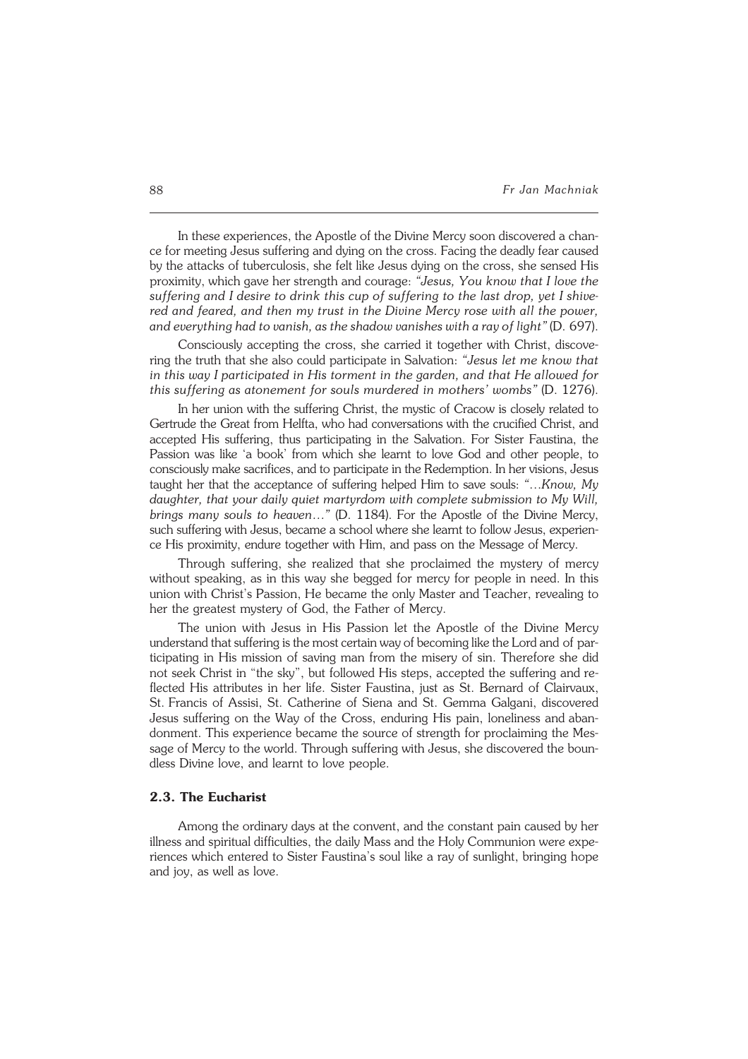In these experiences, the Apostle of the Divine Mercy soon discovered a chance for meeting Jesus suffering and dying on the cross. Facing the deadly fear caused by the attacks of tuberculosis, she felt like Jesus dying on the cross, she sensed His proximity, which gave her strength and courage: *"Jesus, You know that I love the suffering and I desire to drink this cup of suffering to the last drop, yet I shivered and feared, and then my trust in the Divine Mercy rose with all the power, and everything had to vanish, as the shadow vanishes with a ray of light"* (D. 697).

Consciously accepting the cross, she carried it together with Christ, discovering the truth that she also could participate in Salvation: *"Jesus let me know that in this way I participated in His torment in the garden, and that He allowed for this suffering as atonement for souls murdered in mothers' wombs"* (D. 1276).

In her union with the suffering Christ, the mystic of Cracow is closely related to Gertrude the Great from Helfta, who had conversations with the crucified Christ, and accepted His suffering, thus participating in the Salvation. For Sister Faustina, the Passion was like 'a book' from which she learnt to love God and other people, to consciously make sacrifices, and to participate in the Redemption. In her visions, Jesus taught her that the acceptance of suffering helped Him to save souls: *"…Know, My daughter, that your daily quiet martyrdom with complete submission to My Will, brings many souls to heaven…"* (D. 1184). For the Apostle of the Divine Mercy, such suffering with Jesus, became a school where she learnt to follow Jesus, experience His proximity, endure together with Him, and pass on the Message of Mercy.

Through suffering, she realized that she proclaimed the mystery of mercy without speaking, as in this way she begged for mercy for people in need. In this union with Christ's Passion, He became the only Master and Teacher, revealing to her the greatest mystery of God, the Father of Mercy.

The union with Jesus in His Passion let the Apostle of the Divine Mercy understand that suffering is the most certain way of becoming like the Lord and of participating in His mission of saving man from the misery of sin. Therefore she did not seek Christ in "the sky", but followed His steps, accepted the suffering and reflected His attributes in her life. Sister Faustina, just as St. Bernard of Clairvaux, St. Francis of Assisi, St. Catherine of Siena and St. Gemma Galgani, discovered Jesus suffering on the Way of the Cross, enduring His pain, loneliness and abandonment. This experience became the source of strength for proclaiming the Message of Mercy to the world. Through suffering with Jesus, she discovered the boundless Divine love, and learnt to love people.

### 2.3. The Eucharist

Among the ordinary days at the convent, and the constant pain caused by her illness and spiritual difficulties, the daily Mass and the Holy Communion were experiences which entered to Sister Faustina's soul like a ray of sunlight, bringing hope and joy, as well as love.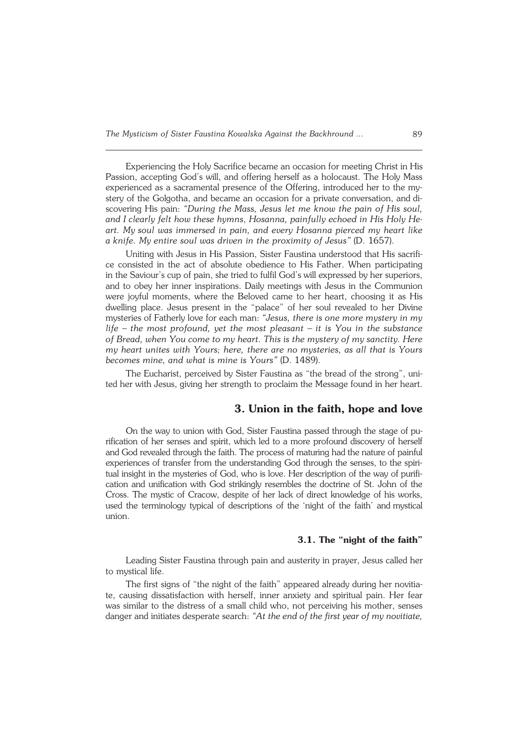Experiencing the Holy Sacrifice became an occasion for meeting Christ in His Passion, accepting God's will, and offering herself as a holocaust. The Holy Mass experienced as a sacramental presence of the Offering, introduced her to the mystery of the Golgotha, and became an occasion for a private conversation, and discovering His pain: *"During the Mass, Jesus let me know the pain of His soul, and I clearly felt how these hymns, Hosanna, painfully echoed in His Holy Heart. My soul was immersed in pain, and every Hosanna pierced my heart like a knife. My entire soul was driven in the proximity of Jesus"* (D. 1657).

Uniting with Jesus in His Passion, Sister Faustina understood that His sacrifice consisted in the act of absolute obedience to His Father. When participating in the Saviour's cup of pain, she tried to fulfil God's will expressed by her superiors, and to obey her inner inspirations. Daily meetings with Jesus in the Communion were joyful moments, where the Beloved came to her heart, choosing it as His dwelling place. Jesus present in the "palace" of her soul revealed to her Divine mysteries of Fatherly love for each man: *"Jesus, there is one more mystery in my life – the most profound, yet the most pleasant – it is You in the substance of Bread, when You come to my heart. This is the mystery of my sanctity. Here my heart unites with Yours; here, there are no mysteries, as all that is Yours becomes mine, and what is mine is Yours"* (D. 1489).

The Eucharist, perceived by Sister Faustina as "the bread of the strong", united her with Jesus, giving her strength to proclaim the Message found in her heart.

## 3. Union in the faith, hope and love

On the way to union with God, Sister Faustina passed through the stage of purification of her senses and spirit, which led to a more profound discovery of herself and God revealed through the faith. The process of maturing had the nature of painful experiences of transfer from the understanding God through the senses, to the spiritual insight in the mysteries of God, who is love. Her description of the way of purification and unification with God strikingly resembles the doctrine of St. John of the Cross. The mystic of Cracow, despite of her lack of direct knowledge of his works, used the terminology typical of descriptions of the 'night of the faith' and mystical union.

### 3.1. The "night of the faith"

Leading Sister Faustina through pain and austerity in prayer, Jesus called her to mystical life.

The first signs of "the night of the faith" appeared already during her novitiate, causing dissatisfaction with herself, inner anxiety and spiritual pain. Her fear was similar to the distress of a small child who, not perceiving his mother, senses danger and initiates desperate search: *"At the end of the first year of my novitiate,*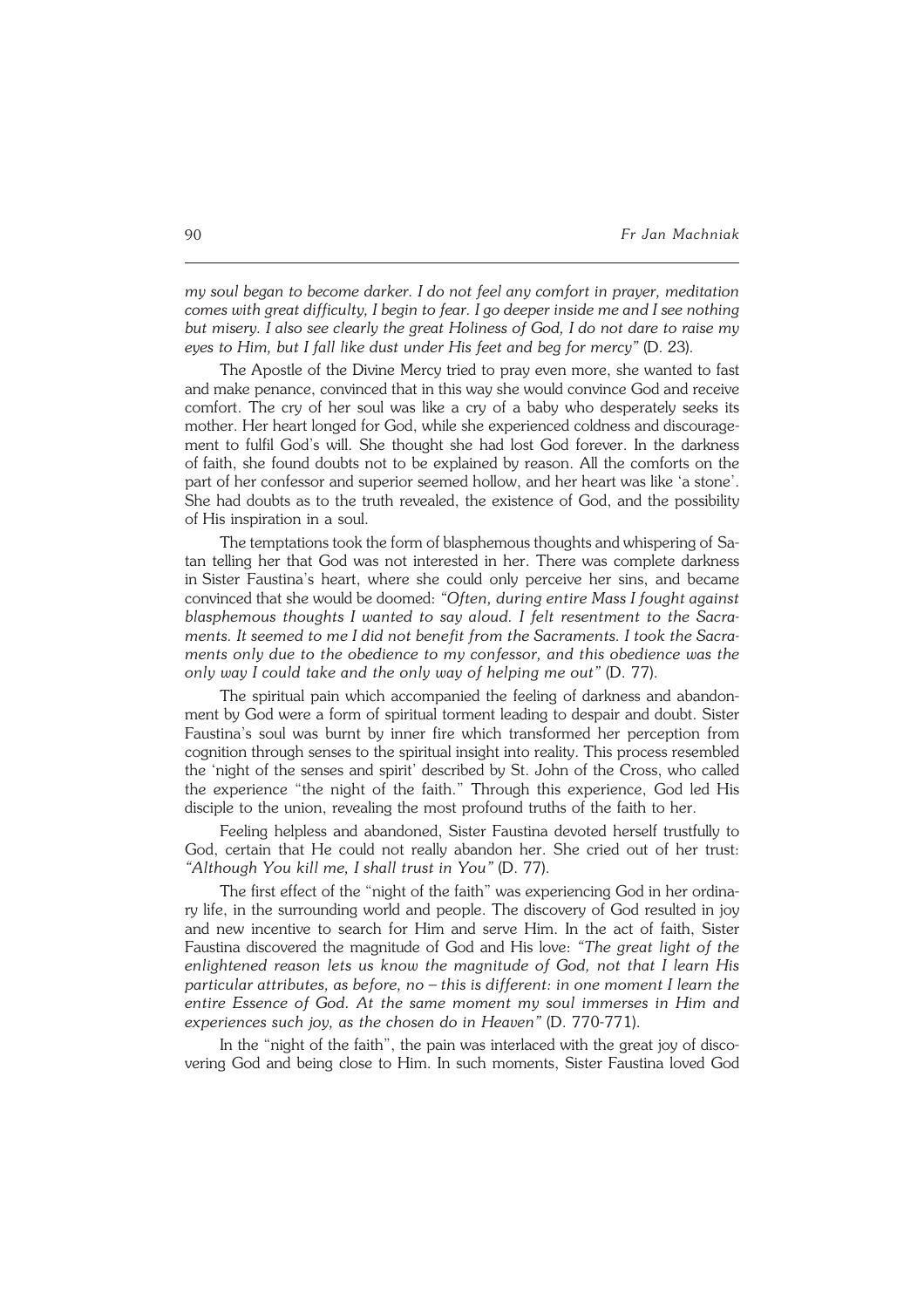*my soul began to become darker. I do not feel any comfort in prayer, meditation comes with great difficulty, I begin to fear. I go deeper inside me and I see nothing but misery. I also see clearly the great Holiness of God, I do not dare to raise my eyes to Him, but I fall like dust under His feet and beg for mercy"* (D. 23).

The Apostle of the Divine Mercy tried to pray even more, she wanted to fast and make penance, convinced that in this way she would convince God and receive comfort. The cry of her soul was like a cry of a baby who desperately seeks its mother. Her heart longed for God, while she experienced coldness and discouragement to fulfil God's will. She thought she had lost God forever. In the darkness of faith, she found doubts not to be explained by reason. All the comforts on the part of her confessor and superior seemed hollow, and her heart was like 'a stone'. She had doubts as to the truth revealed, the existence of God, and the possibility of His inspiration in a soul.

The temptations took the form of blasphemous thoughts and whispering of Satan telling her that God was not interested in her. There was complete darkness in Sister Faustina's heart, where she could only perceive her sins, and became convinced that she would be doomed: *"Often, during entire Mass I fought against blasphemous thoughts I wanted to say aloud. I felt resentment to the Sacraments. It seemed to me I did not benefit from the Sacraments. I took the Sacraments only due to the obedience to my confessor, and this obedience was the only way I could take and the only way of helping me out"* (D. 77).

The spiritual pain which accompanied the feeling of darkness and abandonment by God were a form of spiritual torment leading to despair and doubt. Sister Faustina's soul was burnt by inner fire which transformed her perception from cognition through senses to the spiritual insight into reality. This process resembled the 'night of the senses and spirit' described by St. John of the Cross, who called the experience "the night of the faith." Through this experience, God led His disciple to the union, revealing the most profound truths of the faith to her.

Feeling helpless and abandoned, Sister Faustina devoted herself trustfully to God, certain that He could not really abandon her. She cried out of her trust: *"Although You kill me, I shall trust in You"* (D. 77).

The first effect of the "night of the faith" was experiencing God in her ordinary life, in the surrounding world and people. The discovery of God resulted in joy and new incentive to search for Him and serve Him. In the act of faith, Sister Faustina discovered the magnitude of God and His love: *"The great light of the enlightened reason lets us know the magnitude of God, not that I learn His particular attributes, as before, no – this is different: in one moment I learn the entire Essence of God. At the same moment my soul immerses in Him and experiences such joy, as the chosen do in Heaven"* (D. 770-771).

In the "night of the faith", the pain was interlaced with the great joy of discovering God and being close to Him. In such moments, Sister Faustina loved God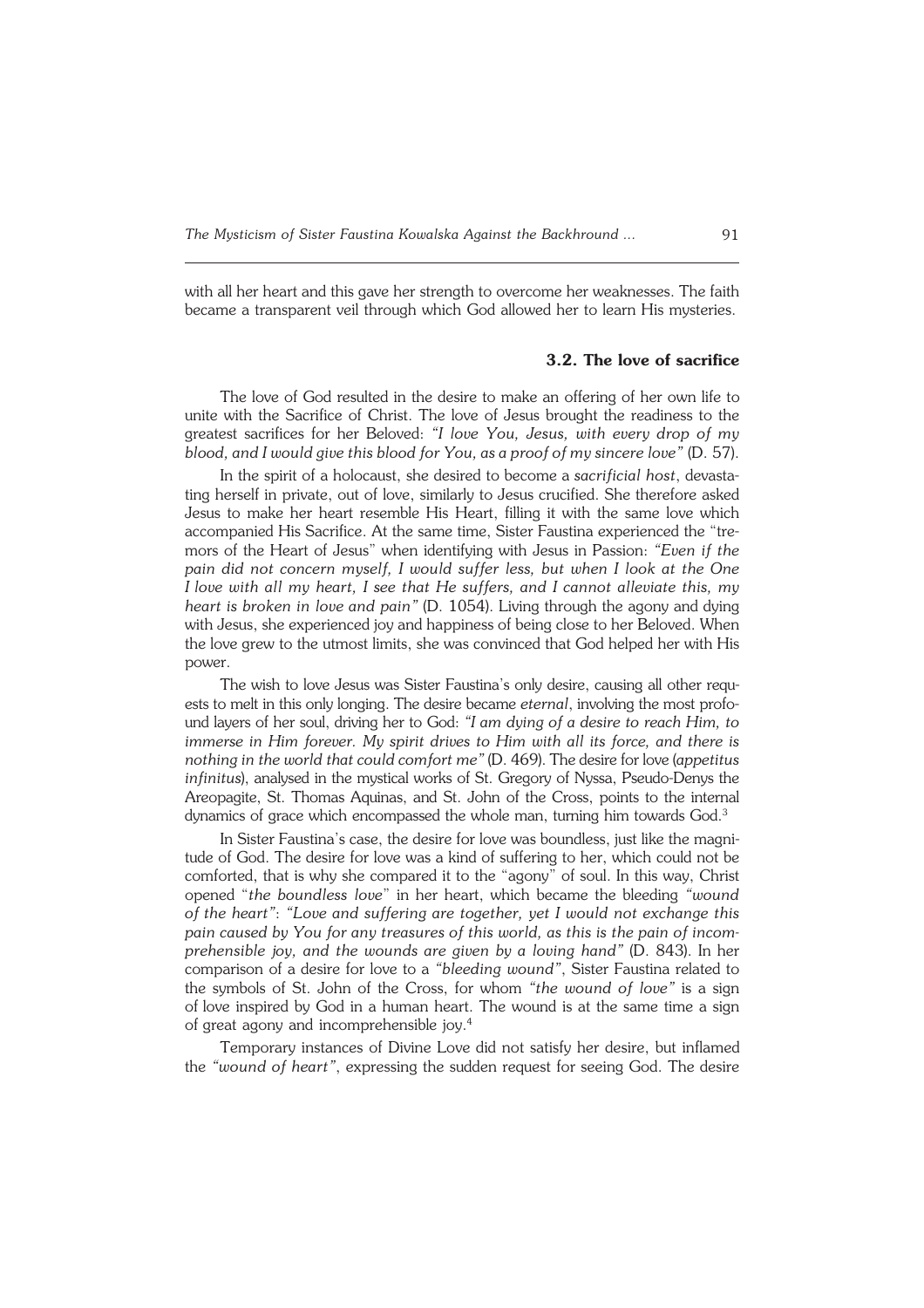with all her heart and this gave her strength to overcome her weaknesses. The faith became a transparent veil through which God allowed her to learn His mysteries.

### 3.2. The love of sacrifice

The love of God resulted in the desire to make an offering of her own life to unite with the Sacrifice of Christ. The love of Jesus brought the readiness to the greatest sacrifices for her Beloved: *"I love You, Jesus, with every drop of my blood, and I would give this blood for You, as a proof of my sincere love"* (D. 57).

In the spirit of a holocaust, she desired to become a *sacrificial host*, devastating herself in private, out of love, similarly to Jesus crucified. She therefore asked Jesus to make her heart resemble His Heart, filling it with the same love which accompanied His Sacrifice. At the same time, Sister Faustina experienced the "tremors of the Heart of Jesus" when identifying with Jesus in Passion: *"Even if the pain did not concern myself, I would suffer less, but when I look at the One I love with all my heart, I see that He suffers, and I cannot alleviate this, my heart is broken in love and pain"* (D. 1054). Living through the agony and dying with Jesus, she experienced joy and happiness of being close to her Beloved. When the love grew to the utmost limits, she was convinced that God helped her with His power.

The wish to love Jesus was Sister Faustina's only desire, causing all other requests to melt in this only longing. The desire became *eternal*, involving the most profound layers of her soul, driving her to God: *"I am dying of a desire to reach Him, to immerse in Him forever. My spirit drives to Him with all its force, and there is nothing in the world that could comfort me"* (D. 469). The desire for love (*appetitus infinitus*), analysed in the mystical works of St. Gregory of Nyssa, Pseudo-Denys the Areopagite, St. Thomas Aquinas, and St. John of the Cross, points to the internal dynamics of grace which encompassed the whole man, turning him towards God.[3]

In Sister Faustina's case, the desire for love was boundless, just like the magnitude of God. The desire for love was a kind of suffering to her, which could not be comforted, that is why she compared it to the "agony" of soul. In this way, Christ opened "*the boundless love*" in her heart, which became the bleeding *"wound of the heart"*: *"Love and suffering are together, yet I would not exchange this pain caused by You for any treasures of this world, as this is the pain of incomprehensible joy, and the wounds are given by a loving hand"* (D. 843). In her comparison of a desire for love to a *"bleeding wound"*, Sister Faustina related to the symbols of St. John of the Cross, for whom *"the wound of love"* is a sign of love inspired by God in a human heart. The wound is at the same time a sign of great agony and incomprehensible joy.[4]

Temporary instances of Divine Love did not satisfy her desire, but inflamed the *"wound of heart"*, expressing the sudden request for seeing God. The desire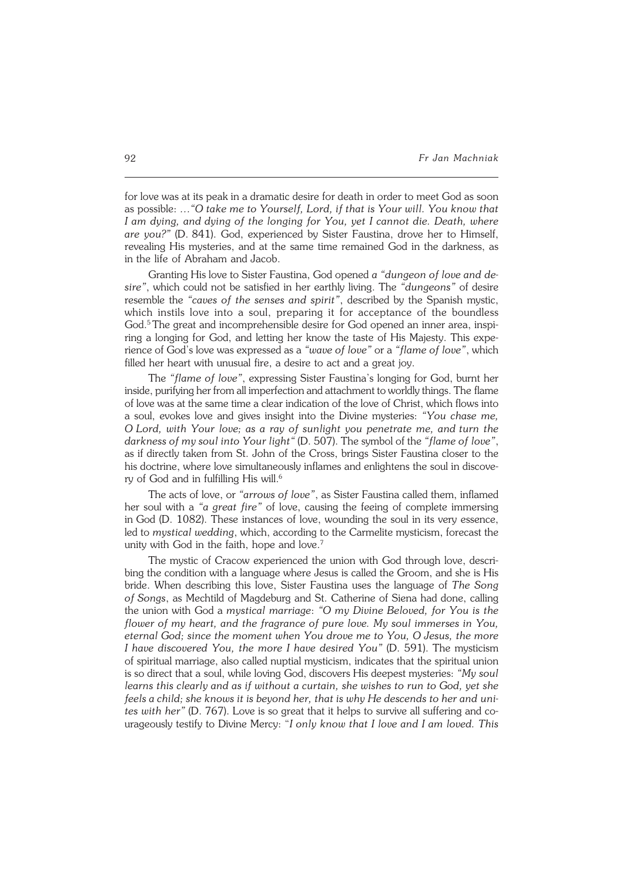for love was at its peak in a dramatic desire for death in order to meet God as soon as possible: *…"O take me to Yourself, Lord, if that is Your will. You know that I am dying, and dying of the longing for You, yet I cannot die. Death, where are you?"* (D. 841). God, experienced by Sister Faustina, drove her to Himself, revealing His mysteries, and at the same time remained God in the darkness, as in the life of Abraham and Jacob.

Granting His love to Sister Faustina, God opened *a "dungeon of love and desire"*, which could not be satisfied in her earthly living. The *"dungeons"* of desire resemble the *"caves of the senses and spirit"*, described by the Spanish mystic, which instils love into a soul, preparing it for acceptance of the boundless God.[5] The great and incomprehensible desire for God opened an inner area, inspiring a longing for God, and letting her know the taste of His Majesty. This experience of God's love was expressed as a *"wave of love"* or a *"flame of love"*, which filled her heart with unusual fire, a desire to act and a great joy.

The *"flame of love"*, expressing Sister Faustina's longing for God, burnt her inside, purifying her from all imperfection and attachment to worldly things. The flame of love was at the same time a clear indication of the love of Christ, which flows into a soul, evokes love and gives insight into the Divine mysteries: *"You chase me, O Lord, with Your love; as a ray of sunlight you penetrate me, and turn the darkness of my soul into Your light"* (D. 507). The symbol of the *"flame of love"*, as if directly taken from St. John of the Cross, brings Sister Faustina closer to the his doctrine, where love simultaneously inflames and enlightens the soul in discovery of God and in fulfilling His will.[6]

The acts of love, or *"arrows of love"*, as Sister Faustina called them, inflamed her soul with a *"a great fire"* of love, causing the feeing of complete immersing in God (D. 1082). These instances of love, wounding the soul in its very essence, led to *mystical wedding*, which, according to the Carmelite mysticism, forecast the unity with God in the faith, hope and love.[7]

The mystic of Cracow experienced the union with God through love, describing the condition with a language where Jesus is called the Groom, and she is His bride. When describing this love, Sister Faustina uses the language of *The Song of Songs*, as Mechtild of Magdeburg and St. Catherine of Siena had done, calling the union with God a *mystical marriage*: *"O my Divine Beloved, for You is the flower of my heart, and the fragrance of pure love. My soul immerses in You, eternal God; since the moment when You drove me to You, O Jesus, the more I have discovered You, the more I have desired You"* (D. 591). The mysticism of spiritual marriage, also called nuptial mysticism, indicates that the spiritual union is so direct that a soul, while loving God, discovers His deepest mysteries: *"My soul learns this clearly and as if without a curtain, she wishes to run to God, yet she feels a child; she knows it is beyond her, that is why He descends to her and unites with her"* (D. 767). Love is so great that it helps to survive all suffering and courageously testify to Divine Mercy: "*I only know that I love and I am loved. This*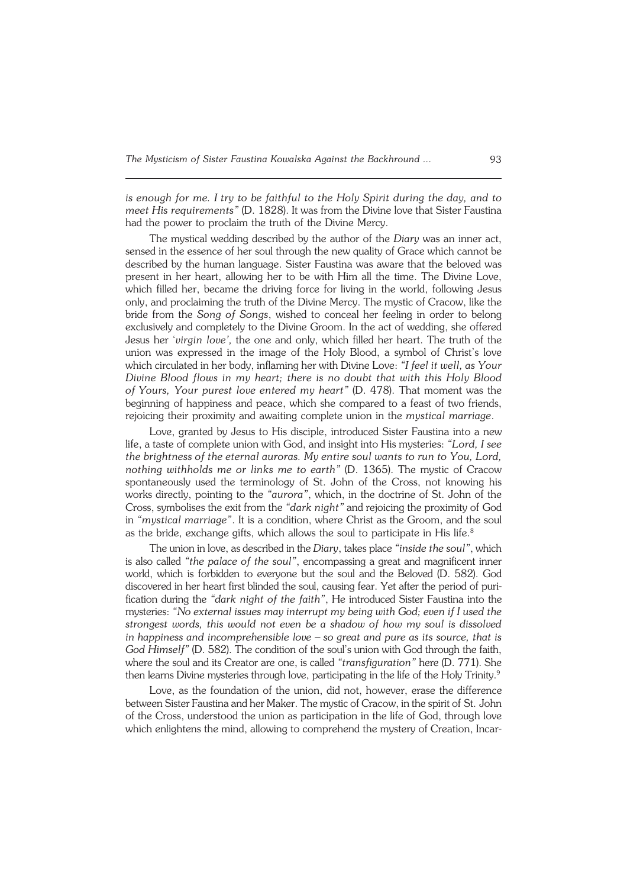*is enough for me. I try to be faithful to the Holy Spirit during the day, and to meet His requirements"* (D. 1828). It was from the Divine love that Sister Faustina had the power to proclaim the truth of the Divine Mercy.

The mystical wedding described by the author of the *Diary* was an inner act, sensed in the essence of her soul through the new quality of Grace which cannot be described by the human language. Sister Faustina was aware that the beloved was present in her heart, allowing her to be with Him all the time. The Divine Love, which filled her, became the driving force for living in the world, following Jesus only, and proclaiming the truth of the Divine Mercy. The mystic of Cracow, like the bride from the *Song of Songs*, wished to conceal her feeling in order to belong exclusively and completely to the Divine Groom. In the act of wedding, she offered Jesus her *'virgin love',* the one and only, which filled her heart. The truth of the union was expressed in the image of the Holy Blood, a symbol of Christ's love which circulated in her body, inflaming her with Divine Love: *"I feel it well, as Your Divine Blood flows in my heart; there is no doubt that with this Holy Blood of Yours, Your purest love entered my heart"* (D. 478). That moment was the beginning of happiness and peace, which she compared to a feast of two friends, rejoicing their proximity and awaiting complete union in the *mystical marriage*.

Love, granted by Jesus to His disciple, introduced Sister Faustina into a new life, a taste of complete union with God, and insight into His mysteries: *"Lord, I see the brightness of the eternal auroras. My entire soul wants to run to You, Lord, nothing withholds me or links me to earth"* (D. 1365). The mystic of Cracow spontaneously used the terminology of St. John of the Cross, not knowing his works directly, pointing to the *"aurora"*, which, in the doctrine of St. John of the Cross, symbolises the exit from the *"dark night"* and rejoicing the proximity of God in *"mystical marriage"*. It is a condition, where Christ as the Groom, and the soul as the bride, exchange gifts, which allows the soul to participate in His life.[8]

The union in love, as described in the *Diary*, takes place *"inside the soul"*, which is also called *"the palace of the soul"*, encompassing a great and magnificent inner world, which is forbidden to everyone but the soul and the Beloved (D. 582). God discovered in her heart first blinded the soul, causing fear. Yet after the period of purification during the *"dark night of the faith"*, He introduced Sister Faustina into the mysteries: *"No external issues may interrupt my being with God; even if I used the strongest words, this would not even be a shadow of how my soul is dissolved in happiness and incomprehensible love – so great and pure as its source, that is God Himself"* (D. 582). The condition of the soul's union with God through the faith, where the soul and its Creator are one, is called *"transfiguration"* here (D. 771). She then learns Divine mysteries through love, participating in the life of the Holy Trinity.[9]

Love, as the foundation of the union, did not, however, erase the difference between Sister Faustina and her Maker. The mystic of Cracow, in the spirit of St. John of the Cross, understood the union as participation in the life of God, through love which enlightens the mind, allowing to comprehend the mystery of Creation, Incar-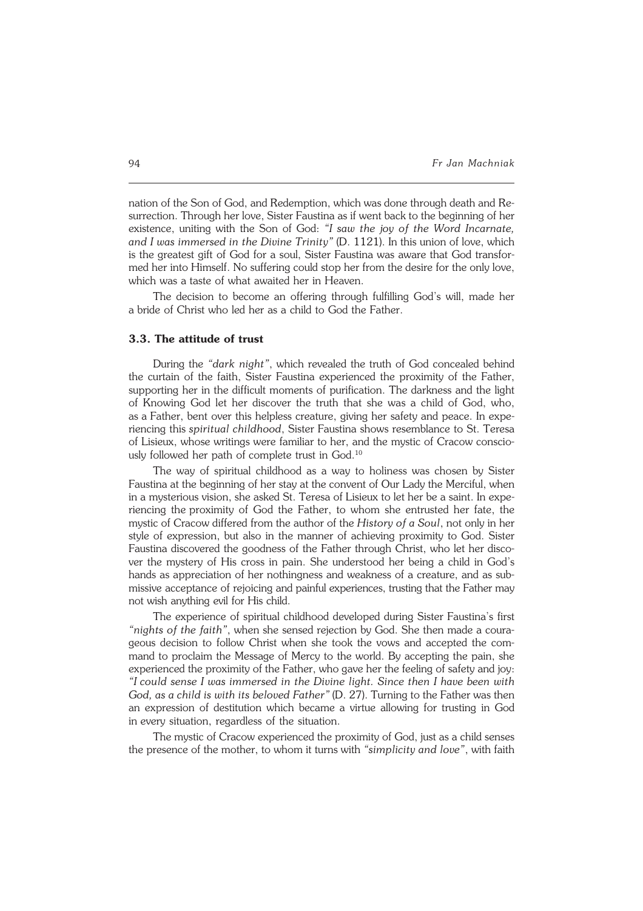nation of the Son of God, and Redemption, which was done through death and Resurrection. Through her love, Sister Faustina as if went back to the beginning of her existence, uniting with the Son of God: *"I saw the joy of the Word Incarnate, and I was immersed in the Divine Trinity"* (D. 1121). In this union of love, which is the greatest gift of God for a soul, Sister Faustina was aware that God transformed her into Himself. No suffering could stop her from the desire for the only love, which was a taste of what awaited her in Heaven.

The decision to become an offering through fulfilling God's will, made her a bride of Christ who led her as a child to God the Father.

### 3.3. The attitude of trust

During the *"dark night"*, which revealed the truth of God concealed behind the curtain of the faith, Sister Faustina experienced the proximity of the Father, supporting her in the difficult moments of purification. The darkness and the light of Knowing God let her discover the truth that she was a child of God, who, as a Father, bent over this helpless creature, giving her safety and peace. In experiencing this *spiritual childhood*, Sister Faustina shows resemblance to St. Teresa of Lisieux, whose writings were familiar to her, and the mystic of Cracow consciously followed her path of complete trust in God.[10]

The way of spiritual childhood as a way to holiness was chosen by Sister Faustina at the beginning of her stay at the convent of Our Lady the Merciful, when in a mysterious vision, she asked St. Teresa of Lisieux to let her be a saint. In experiencing the proximity of God the Father, to whom she entrusted her fate, the mystic of Cracow differed from the author of the *History of a Soul*, not only in her style of expression, but also in the manner of achieving proximity to God. Sister Faustina discovered the goodness of the Father through Christ, who let her discover the mystery of His cross in pain. She understood her being a child in God's hands as appreciation of her nothingness and weakness of a creature, and as submissive acceptance of rejoicing and painful experiences, trusting that the Father may not wish anything evil for His child.

The experience of spiritual childhood developed during Sister Faustina's first *"nights of the faith"*, when she sensed rejection by God. She then made a courageous decision to follow Christ when she took the vows and accepted the command to proclaim the Message of Mercy to the world. By accepting the pain, she experienced the proximity of the Father, who gave her the feeling of safety and joy: *"I could sense I was immersed in the Divine light. Since then I have been with God, as a child is with its beloved Father"* (D. 27). Turning to the Father was then an expression of destitution which became a virtue allowing for trusting in God in every situation, regardless of the situation.

The mystic of Cracow experienced the proximity of God, just as a child senses the presence of the mother, to whom it turns with *"simplicity and love"*, with faith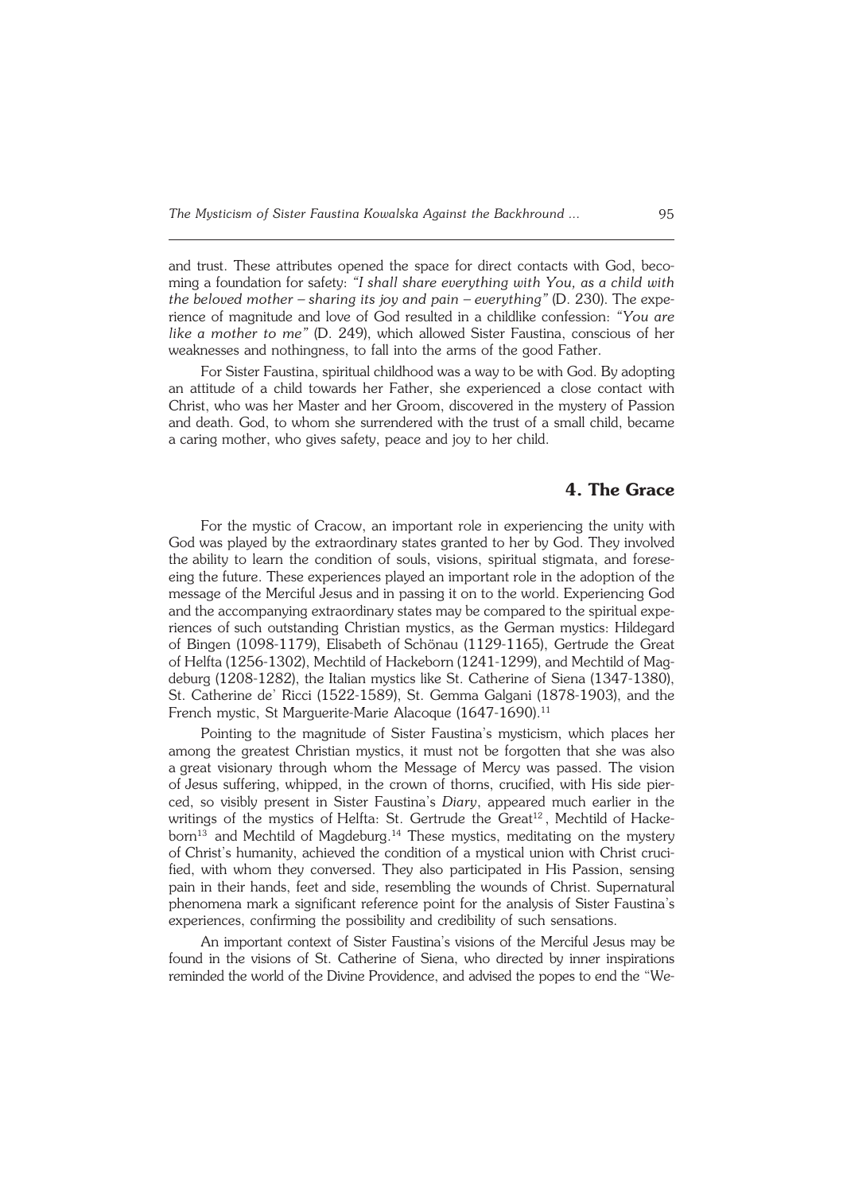and trust. These attributes opened the space for direct contacts with God, becoming a foundation for safety: *"I shall share everything with You, as a child with the beloved mother – sharing its joy and pain – everything"* (D. 230). The experience of magnitude and love of God resulted in a childlike confession: *"You are like a mother to me"* (D. 249), which allowed Sister Faustina, conscious of her weaknesses and nothingness, to fall into the arms of the good Father.

For Sister Faustina, spiritual childhood was a way to be with God. By adopting an attitude of a child towards her Father, she experienced a close contact with Christ, who was her Master and her Groom, discovered in the mystery of Passion and death. God, to whom she surrendered with the trust of a small child, became a caring mother, who gives safety, peace and joy to her child.

## 4. The Grace

For the mystic of Cracow, an important role in experiencing the unity with God was played by the extraordinary states granted to her by God. They involved the ability to learn the condition of souls, visions, spiritual stigmata, and foreseeing the future. These experiences played an important role in the adoption of the message of the Merciful Jesus and in passing it on to the world. Experiencing God and the accompanying extraordinary states may be compared to the spiritual experiences of such outstanding Christian mystics, as the German mystics: Hildegard of Bingen (1098-1179), Elisabeth of Schönau (1129-1165), Gertrude the Great of Helfta (1256-1302), Mechtild of Hackeborn (1241-1299), and Mechtild of Magdeburg (1208-1282), the Italian mystics like St. Catherine of Siena (1347-1380), St. Catherine de' Ricci (1522-1589), St. Gemma Galgani (1878-1903), and the French mystic, St Marguerite-Marie Alacoque (1647-1690).[11]

Pointing to the magnitude of Sister Faustina's mysticism, which places her among the greatest Christian mystics, it must not be forgotten that she was also a great visionary through whom the Message of Mercy was passed. The vision of Jesus suffering, whipped, in the crown of thorns, crucified, with His side pierced, so visibly present in Sister Faustina's *Diary*, appeared much earlier in the writings of the mystics of Helfta: St. Gertrude the Great[12], Mechtild of Hackeborn[13] and Mechtild of Magdeburg.[14] These mystics, meditating on the mystery of Christ's humanity, achieved the condition of a mystical union with Christ crucified, with whom they conversed. They also participated in His Passion, sensing pain in their hands, feet and side, resembling the wounds of Christ. Supernatural phenomena mark a significant reference point for the analysis of Sister Faustina's experiences, confirming the possibility and credibility of such sensations.

An important context of Sister Faustina's visions of the Merciful Jesus may be found in the visions of St. Catherine of Siena, who directed by inner inspirations reminded the world of the Divine Providence, and advised the popes to end the "We-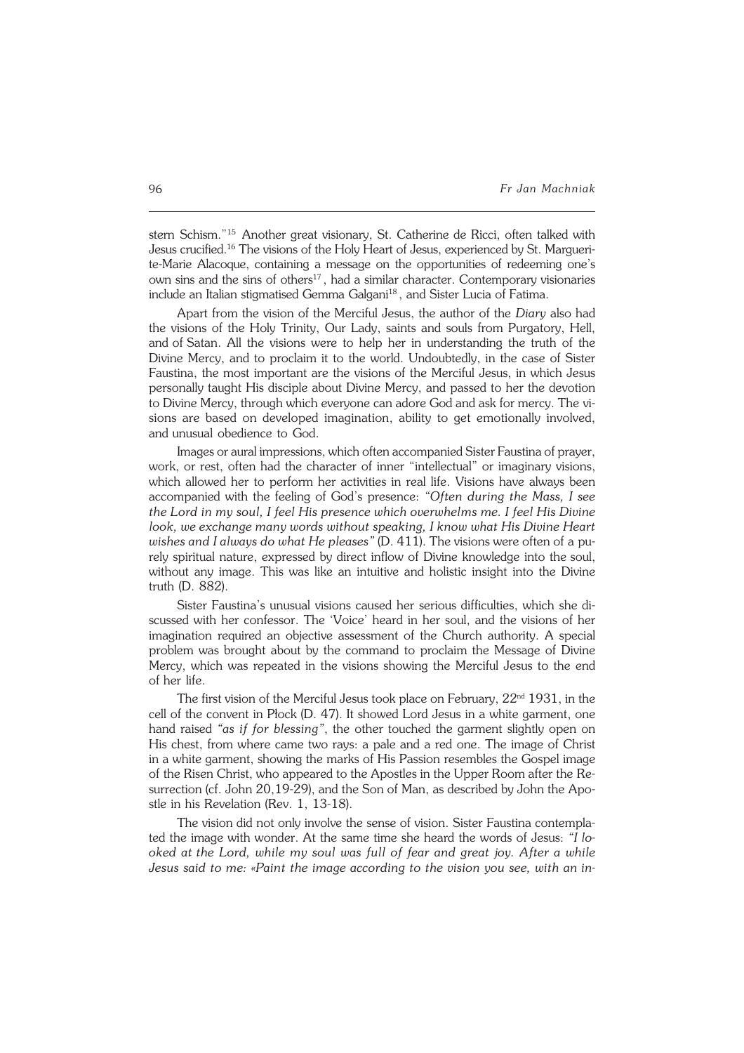stern Schism."[15] Another great visionary, St. Catherine de Ricci, often talked with Jesus crucified.[16] The visions of the Holy Heart of Jesus, experienced by St. Marguerite-Marie Alacoque, containing a message on the opportunities of redeeming one's own sins and the sins of others[17], had a similar character. Contemporary visionaries include an Italian stigmatised Gemma Galgani[18], and Sister Lucia of Fatima.

Apart from the vision of the Merciful Jesus, the author of the *Diary* also had the visions of the Holy Trinity, Our Lady, saints and souls from Purgatory, Hell, and of Satan. All the visions were to help her in understanding the truth of the Divine Mercy, and to proclaim it to the world. Undoubtedly, in the case of Sister Faustina, the most important are the visions of the Merciful Jesus, in which Jesus personally taught His disciple about Divine Mercy, and passed to her the devotion to Divine Mercy, through which everyone can adore God and ask for mercy. The visions are based on developed imagination, ability to get emotionally involved, and unusual obedience to God.

Images or aural impressions, which often accompanied Sister Faustina of prayer, work, or rest, often had the character of inner "intellectual" or imaginary visions, which allowed her to perform her activities in real life. Visions have always been accompanied with the feeling of God's presence: *"Often during the Mass, I see the Lord in my soul, I feel His presence which overwhelms me. I feel His Divine look, we exchange many words without speaking, I know what His Divine Heart wishes and I always do what He pleases"* (D. 411). The visions were often of a purely spiritual nature, expressed by direct inflow of Divine knowledge into the soul, without any image. This was like an intuitive and holistic insight into the Divine truth (D. 882).

Sister Faustina's unusual visions caused her serious difficulties, which she discussed with her confessor. The 'Voice' heard in her soul, and the visions of her imagination required an objective assessment of the Church authority. A special problem was brought about by the command to proclaim the Message of Divine Mercy, which was repeated in the visions showing the Merciful Jesus to the end of her life.

The first vision of the Merciful Jesus took place on February, 22nd 1931, in the cell of the convent in Płock (D. 47). It showed Lord Jesus in a white garment, one hand raised *"as if for blessing"*, the other touched the garment slightly open on His chest, from where came two rays: a pale and a red one. The image of Christ in a white garment, showing the marks of His Passion resembles the Gospel image of the Risen Christ, who appeared to the Apostles in the Upper Room after the Resurrection (cf. John 20,19-29), and the Son of Man, as described by John the Apostle in his Revelation (Rev. 1, 13-18).

The vision did not only involve the sense of vision. Sister Faustina contemplated the image with wonder. At the same time she heard the words of Jesus: *"I looked at the Lord, while my soul was full of fear and great joy. After a while Jesus said to me: «Paint the image according to the vision you see, with an in-*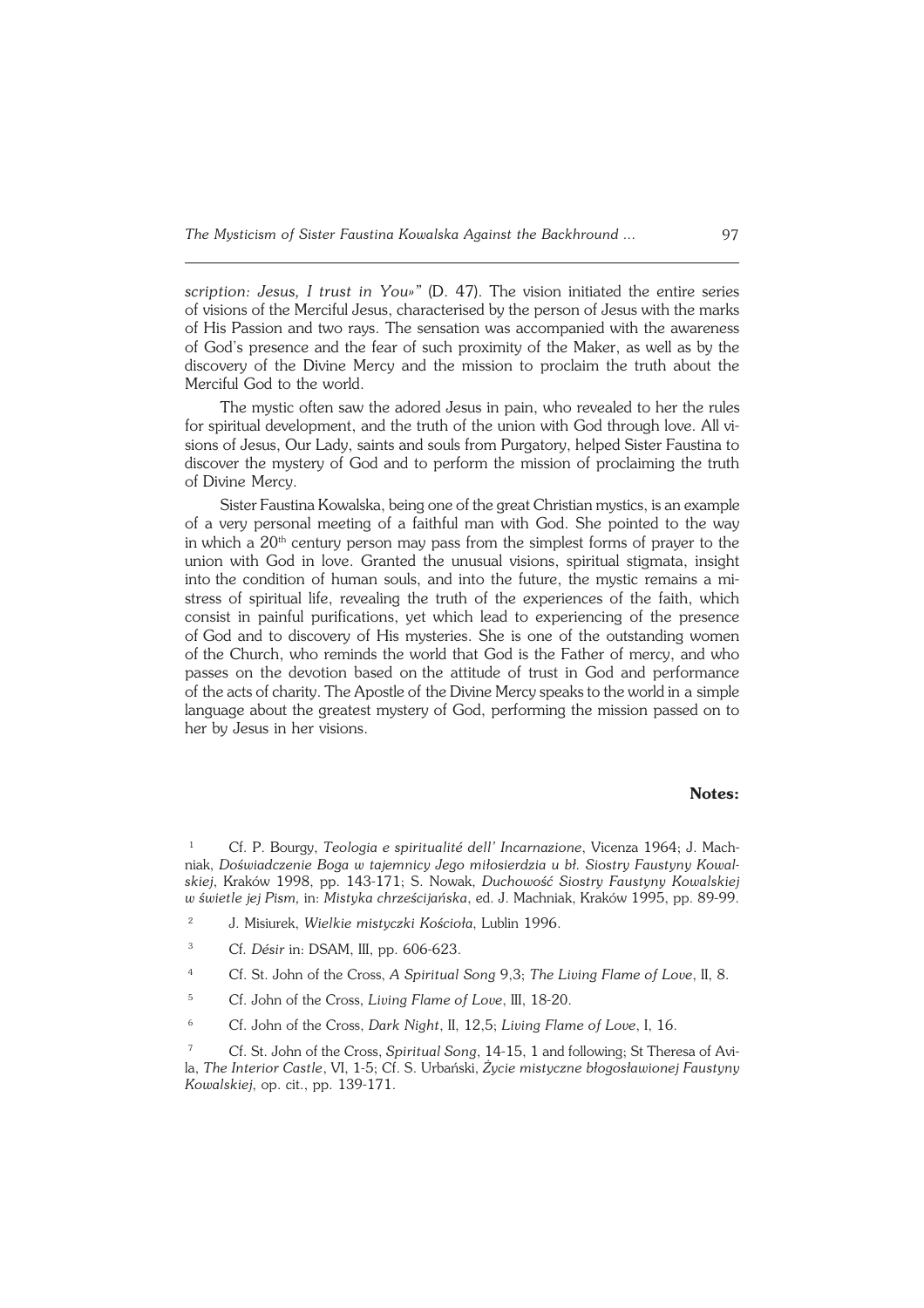*scription: Jesus, I trust in You»"* (D. 47). The vision initiated the entire series of visions of the Merciful Jesus, characterised by the person of Jesus with the marks of His Passion and two rays. The sensation was accompanied with the awareness of God's presence and the fear of such proximity of the Maker, as well as by the discovery of the Divine Mercy and the mission to proclaim the truth about the Merciful God to the world.

The mystic often saw the adored Jesus in pain, who revealed to her the rules for spiritual development, and the truth of the union with God through love. All visions of Jesus, Our Lady, saints and souls from Purgatory, helped Sister Faustina to discover the mystery of God and to perform the mission of proclaiming the truth of Divine Mercy.

Sister Faustina Kowalska, being one of the great Christian mystics, is an example of a very personal meeting of a faithful man with God. She pointed to the way in which a 20th century person may pass from the simplest forms of prayer to the union with God in love. Granted the unusual visions, spiritual stigmata, insight into the condition of human souls, and into the future, the mystic remains a mistress of spiritual life, revealing the truth of the experiences of the faith, which consist in painful purifications, yet which lead to experiencing of the presence of God and to discovery of His mysteries. She is one of the outstanding women of the Church, who reminds the world that God is the Father of mercy, and who passes on the devotion based on the attitude of trust in God and performance of the acts of charity. The Apostle of the Divine Mercy speaks to the world in a simple language about the greatest mystery of God, performing the mission passed on to her by Jesus in her visions.

**Notes:**

1. Cf. P. Bourgy, *Teologia e spiritualité dell' Incarnazione*, Vicenza 1964; J. Machniak, *Doświadczenie Boga w tajemnicy Jego miłosierdzia u bł. Siostry Faustyny Kowalskiej*, Kraków 1998, pp. 143-171; S. Nowak, *Duchowość Siostry Faustyny Kowalskiej w świetle jej Pism,* in: *Mistyka chrześcijańska*, ed. J. Machniak, Kraków 1995, pp. 89-99.
2. J. Misiurek, *Wielkie mistyczki Kościoła*, Lublin 1996.
3. Cf. *Désir* in: DSAM, III, pp. 606-623.
4. Cf. St. John of the Cross, *A Spiritual Song* 9,3; *The Living Flame of Love*, II, 8.
5. Cf. John of the Cross, *Living Flame of Love*, III, 18-20.
6. Cf. John of the Cross, *Dark Night*, II, 12,5; *Living Flame of Love*, I, 16.
7. Cf. St. John of the Cross, *Spiritual Song*, 14-15, 1 and following; St Theresa of Avila, *The Interior Castle*, VI, 1-5; Cf. S. Urbański, *Życie mistyczne błogosławionej Faustyny Kowalskiej*, op. cit., pp. 139-171.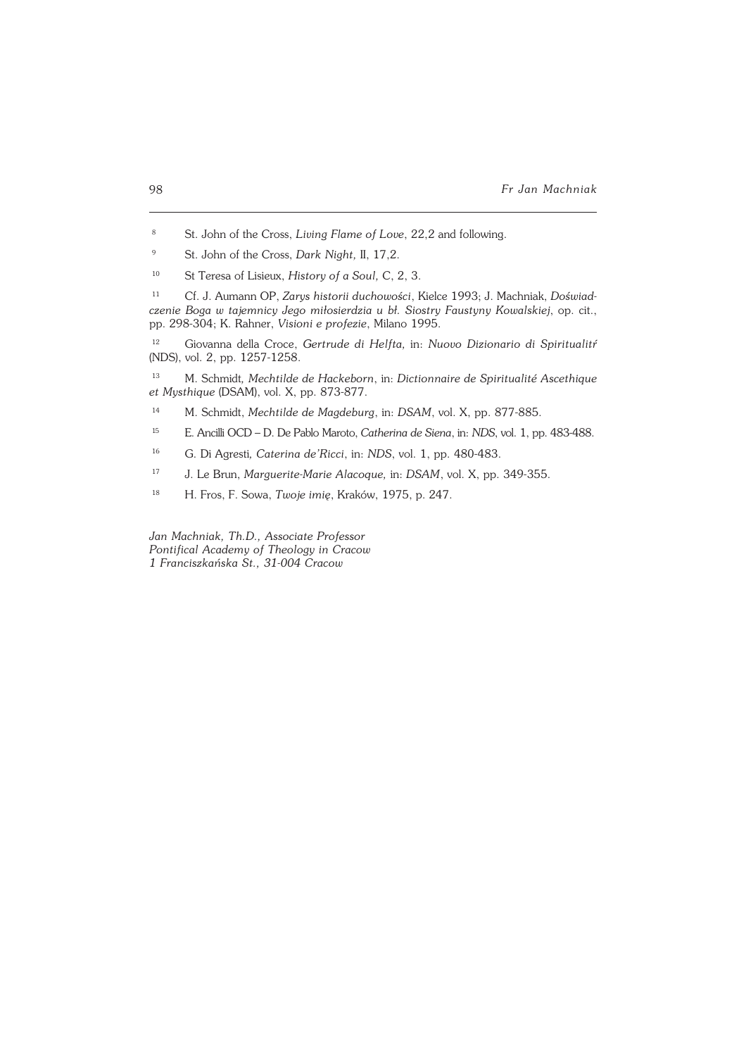[8] St. John of the Cross, *Living Flame of Love*, 22,2 and following.

[9] St. John of the Cross, *Dark Night,* II, 17,2.

[10] St Teresa of Lisieux, *History of a Soul,* C, 2, 3.

[11] Cf. J. Aumann OP, *Zarys historii duchowości*, Kielce 1993; J. Machniak, *Doświadczenie Boga w tajemnicy Jego miłosierdzia u bł. Siostry Faustyny Kowalskiej*, op. cit., pp. 298-304; K. Rahner, *Visioni e profezie*, Milano 1995.

[12] Giovanna della Croce, *Gertrude di Helfta,* in: *Nuovo Dizionario di Spiritualitŕ* (NDS), vol. 2, pp. 1257-1258.

[13] M. Schmidt*, Mechtilde de Hackeborn*, in: *Dictionnaire de Spiritualité Ascethique et Mysthique* (DSAM), vol. X, pp. 873-877.

[14] M. Schmidt, *Mechtilde de Magdeburg*, in: *DSAM*, vol. X, pp. 877-885.

[15] E. Ancilli OCD – D. De Pablo Maroto, *Catherina de Siena*, in: *NDS*, vol. 1, pp. 483-488.

[16] G. Di Agresti*, Caterina de'Ricci*, in: *NDS*, vol. 1, pp. 480-483.

[17] J. Le Brun, *Marguerite-Marie Alacoque,* in: *DSAM*, vol. X, pp. 349-355.

[18] H. Fros, F. Sowa, *Twoje imię*, Kraków, 1975, p. 247.

*Jan Machniak, Th.D., Associate Professor*
*Pontifical Academy of Theology in Cracow*
*1 Franciszkańska St., 31-004 Cracow*